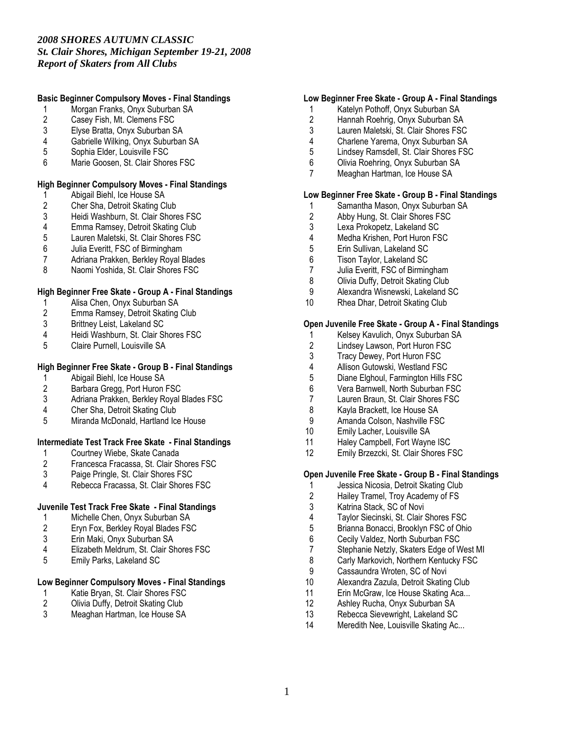*2008 SHORES AUTUMN CLASSIC*
*St. Clair Shores, Michigan September 19-21, 2008*
*Report of Skaters from All Clubs*

**Basic Beginner Compulsory Moves - Final Standings**

1. Morgan Franks, Onyx Suburban SA
2. Casey Fish, Mt. Clemens FSC
3. Elyse Bratta, Onyx Suburban SA
4. Gabrielle Wilking, Onyx Suburban SA
5. Sophia Elder, Louisville FSC
6. Marie Goosen, St. Clair Shores FSC

**High Beginner Compulsory Moves - Final Standings**

1. Abigail Biehl, Ice House SA
2. Cher Sha, Detroit Skating Club
3. Heidi Washburn, St. Clair Shores FSC
4. Emma Ramsey, Detroit Skating Club
5. Lauren Maletski, St. Clair Shores FSC
6. Julia Everitt, FSC of Birmingham
7. Adriana Prakken, Berkley Royal Blades
8. Naomi Yoshida, St. Clair Shores FSC

**High Beginner Free Skate - Group A - Final Standings**

1. Alisa Chen, Onyx Suburban SA
2. Emma Ramsey, Detroit Skating Club
3. Brittney Leist, Lakeland SC
4. Heidi Washburn, St. Clair Shores FSC
5. Claire Purnell, Louisville SA

**High Beginner Free Skate - Group B - Final Standings**

1. Abigail Biehl, Ice House SA
2. Barbara Gregg, Port Huron FSC
3. Adriana Prakken, Berkley Royal Blades FSC
4. Cher Sha, Detroit Skating Club
5. Miranda McDonald, Hartland Ice House

**Intermediate Test Track Free Skate - Final Standings**

1. Courtney Wiebe, Skate Canada
2. Francesca Fracassa, St. Clair Shores FSC
3. Paige Pringle, St. Clair Shores FSC
4. Rebecca Fracassa, St. Clair Shores FSC

**Juvenile Test Track Free Skate - Final Standings**

1. Michelle Chen, Onyx Suburban SA
2. Eryn Fox, Berkley Royal Blades FSC
3. Erin Maki, Onyx Suburban SA
4. Elizabeth Meldrum, St. Clair Shores FSC
5. Emily Parks, Lakeland SC

**Low Beginner Compulsory Moves - Final Standings**

1. Katie Bryan, St. Clair Shores FSC
2. Olivia Duffy, Detroit Skating Club
3. Meaghan Hartman, Ice House SA

**Low Beginner Free Skate - Group A - Final Standings**

1. Katelyn Pothoff, Onyx Suburban SA
2. Hannah Roehrig, Onyx Suburban SA
3. Lauren Maletski, St. Clair Shores FSC
4. Charlene Yarema, Onyx Suburban SA
5. Lindsey Ramsdell, St. Clair Shores FSC
6. Olivia Roehring, Onyx Suburban SA
7. Meaghan Hartman, Ice House SA

**Low Beginner Free Skate - Group B - Final Standings**

1. Samantha Mason, Onyx Suburban SA
2. Abby Hung, St. Clair Shores FSC
3. Lexa Prokopetz, Lakeland SC
4. Medha Krishen, Port Huron FSC
5. Erin Sullivan, Lakeland SC
6. Tison Taylor, Lakeland SC
7. Julia Everitt, FSC of Birmingham
8. Olivia Duffy, Detroit Skating Club
9. Alexandra Wisnewski, Lakeland SC
10. Rhea Dhar, Detroit Skating Club

**Open Juvenile Free Skate - Group A - Final Standings**

1. Kelsey Kavulich, Onyx Suburban SA
2. Lindsey Lawson, Port Huron FSC
3. Tracy Dewey, Port Huron FSC
4. Allison Gutowski, Westland FSC
5. Diane Elghoul, Farmington Hills FSC
6. Vera Barnwell, North Suburban FSC
7. Lauren Braun, St. Clair Shores FSC
8. Kayla Brackett, Ice House SA
9. Amanda Colson, Nashville FSC
10. Emily Lacher, Louisville SA
11. Haley Campbell, Fort Wayne ISC
12. Emily Brzezcki, St. Clair Shores FSC

**Open Juvenile Free Skate - Group B - Final Standings**

1. Jessica Nicosia, Detroit Skating Club
2. Hailey Tramel, Troy Academy of FS
3. Katrina Stack, SC of Novi
4. Taylor Siecinski, St. Clair Shores FSC
5. Brianna Bonacci, Brooklyn FSC of Ohio
6. Cecily Valdez, North Suburban FSC
7. Stephanie Netzly, Skaters Edge of West MI
8. Carly Markovich, Northern Kentucky FSC
9. Cassaundra Wroten, SC of Novi
10. Alexandra Zazula, Detroit Skating Club
11. Erin McGraw, Ice House Skating Aca...
12. Ashley Rucha, Onyx Suburban SA
13. Rebecca Sievewright, Lakeland SC
14. Meredith Nee, Louisville Skating Ac...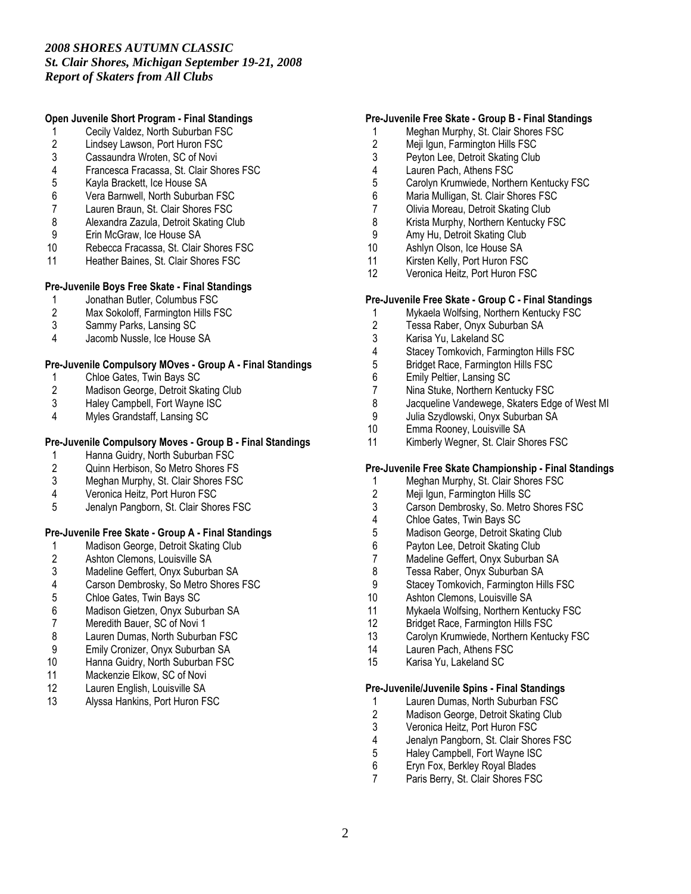*2008 SHORES AUTUMN CLASSIC*
*St. Clair Shores, Michigan September 19-21, 2008*
*Report of Skaters from All Clubs*

**Open Juvenile Short Program - Final Standings**

1. Cecily Valdez, North Suburban FSC
2. Lindsey Lawson, Port Huron FSC
3. Cassaundra Wroten, SC of Novi
4. Francesca Fracassa, St. Clair Shores FSC
5. Kayla Brackett, Ice House SA
6. Vera Barnwell, North Suburban FSC
7. Lauren Braun, St. Clair Shores FSC
8. Alexandra Zazula, Detroit Skating Club
9. Erin McGraw, Ice House SA
10. Rebecca Fracassa, St. Clair Shores FSC
11. Heather Baines, St. Clair Shores FSC

**Pre-Juvenile Boys Free Skate - Final Standings**

1. Jonathan Butler, Columbus FSC
2. Max Sokoloff, Farmington Hills FSC
3. Sammy Parks, Lansing SC
4. Jacomb Nussle, Ice House SA

**Pre-Juvenile Compulsory MOves - Group A - Final Standings**

1. Chloe Gates, Twin Bays SC
2. Madison George, Detroit Skating Club
3. Haley Campbell, Fort Wayne ISC
4. Myles Grandstaff, Lansing SC

**Pre-Juvenile Compulsory Moves - Group B - Final Standings**

1. Hanna Guidry, North Suburban FSC
2. Quinn Herbison, So Metro Shores FS
3. Meghan Murphy, St. Clair Shores FSC
4. Veronica Heitz, Port Huron FSC
5. Jenalyn Pangborn, St. Clair Shores FSC

**Pre-Juvenile Free Skate - Group A - Final Standings**

1. Madison George, Detroit Skating Club
2. Ashton Clemons, Louisville SA
3. Madeline Geffert, Onyx Suburban SA
4. Carson Dembrosky, So Metro Shores FSC
5. Chloe Gates, Twin Bays SC
6. Madison Gietzen, Onyx Suburban SA
7. Meredith Bauer, SC of Novi 1
8. Lauren Dumas, North Suburban FSC
9. Emily Cronizer, Onyx Suburban SA
10. Hanna Guidry, North Suburban FSC
11. Mackenzie Elkow, SC of Novi
12. Lauren English, Louisville SA
13. Alyssa Hankins, Port Huron FSC

**Pre-Juvenile Free Skate - Group B - Final Standings**

1. Meghan Murphy, St. Clair Shores FSC
2. Meji Igun, Farmington Hills FSC
3. Peyton Lee, Detroit Skating Club
4. Lauren Pach, Athens FSC
5. Carolyn Krumwiede, Northern Kentucky FSC
6. Maria Mulligan, St. Clair Shores FSC
7. Olivia Moreau, Detroit Skating Club
8. Krista Murphy, Northern Kentucky FSC
9. Amy Hu, Detroit Skating Club
10. Ashlyn Olson, Ice House SA
11. Kirsten Kelly, Port Huron FSC
12. Veronica Heitz, Port Huron FSC

**Pre-Juvenile Free Skate - Group C - Final Standings**

1. Mykaela Wolfsing, Northern Kentucky FSC
2. Tessa Raber, Onyx Suburban SA
3. Karisa Yu, Lakeland SC
4. Stacey Tomkovich, Farmington Hills FSC
5. Bridget Race, Farmington Hills FSC
6. Emily Peltier, Lansing SC
7. Nina Stuke, Northern Kentucky FSC
8. Jacqueline Vandewege, Skaters Edge of West MI
9. Julia Szydlowski, Onyx Suburban SA
10. Emma Rooney, Louisville SA
11. Kimberly Wegner, St. Clair Shores FSC

**Pre-Juvenile Free Skate Championship - Final Standings**

1. Meghan Murphy, St. Clair Shores FSC
2. Meji Igun, Farmington Hills SC
3. Carson Dembrosky, So. Metro Shores FSC
4. Chloe Gates, Twin Bays SC
5. Madison George, Detroit Skating Club
6. Payton Lee, Detroit Skating Club
7. Madeline Geffert, Onyx Suburban SA
8. Tessa Raber, Onyx Suburban SA
9. Stacey Tomkovich, Farmington Hills FSC
10. Ashton Clemons, Louisville SA
11. Mykaela Wolfsing, Northern Kentucky FSC
12. Bridget Race, Farmington Hills FSC
13. Carolyn Krumwiede, Northern Kentucky FSC
14. Lauren Pach, Athens FSC
15. Karisa Yu, Lakeland SC

**Pre-Juvenile/Juvenile Spins - Final Standings**

1. Lauren Dumas, North Suburban FSC
2. Madison George, Detroit Skating Club
3. Veronica Heitz, Port Huron FSC
4. Jenalyn Pangborn, St. Clair Shores FSC
5. Haley Campbell, Fort Wayne ISC
6. Eryn Fox, Berkley Royal Blades
7. Paris Berry, St. Clair Shores FSC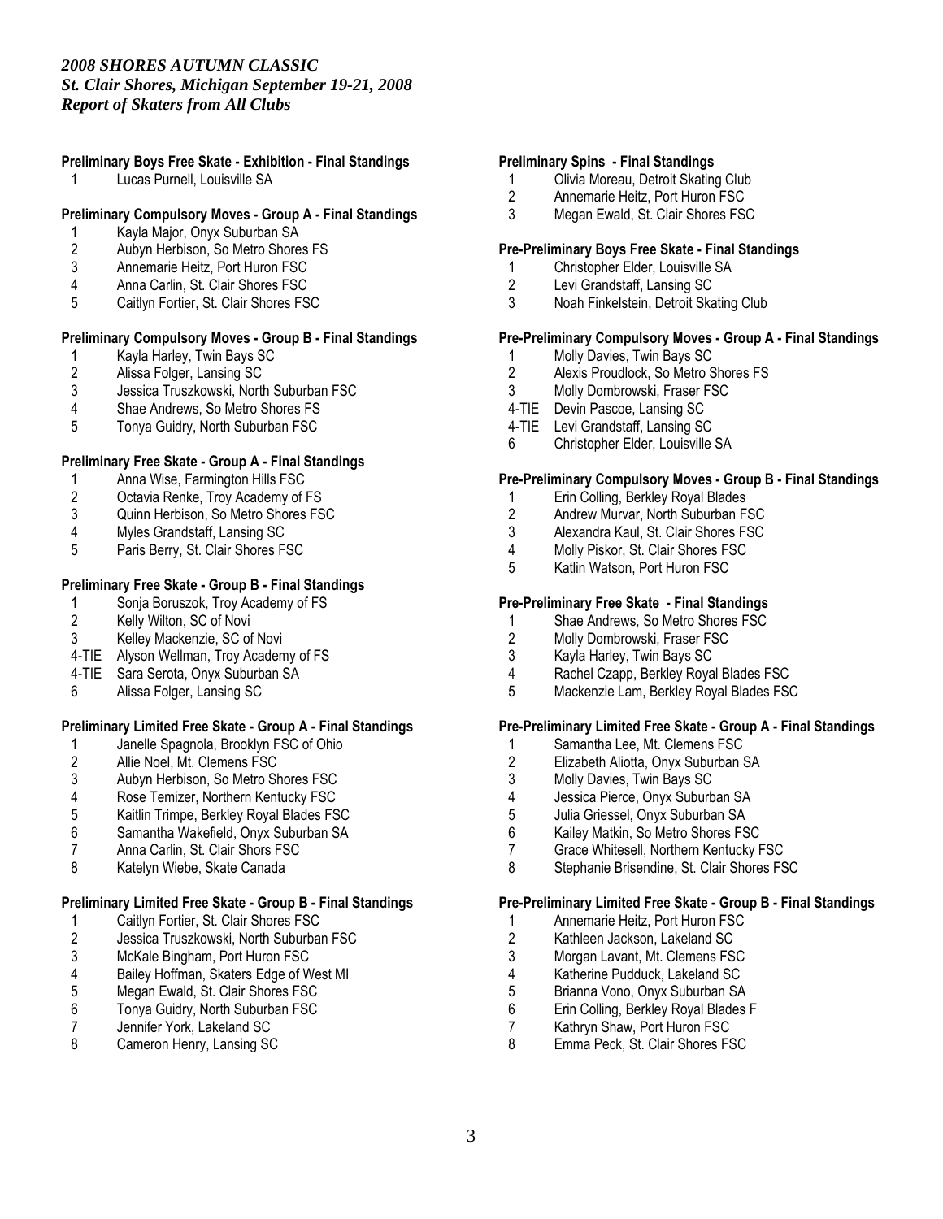*2008 SHORES AUTUMN CLASSIC*
*St. Clair Shores, Michigan September 19-21, 2008*
*Report of Skaters from All Clubs*

**Preliminary Boys Free Skate - Exhibition - Final Standings**

1 Lucas Purnell, Louisville SA

**Preliminary Compulsory Moves - Group A - Final Standings**

1 Kayla Major, Onyx Suburban SA
2 Aubyn Herbison, So Metro Shores FS
3 Annemarie Heitz, Port Huron FSC
4 Anna Carlin, St. Clair Shores FSC
5 Caitlyn Fortier, St. Clair Shores FSC

**Preliminary Compulsory Moves - Group B - Final Standings**

1 Kayla Harley, Twin Bays SC
2 Alissa Folger, Lansing SC
3 Jessica Truszkowski, North Suburban FSC
4 Shae Andrews, So Metro Shores FS
5 Tonya Guidry, North Suburban FSC

**Preliminary Free Skate - Group A - Final Standings**

1 Anna Wise, Farmington Hills FSC
2 Octavia Renke, Troy Academy of FS
3 Quinn Herbison, So Metro Shores FSC
4 Myles Grandstaff, Lansing SC
5 Paris Berry, St. Clair Shores FSC

**Preliminary Free Skate - Group B - Final Standings**

1 Sonja Boruszok, Troy Academy of FS
2 Kelly Wilton, SC of Novi
3 Kelley Mackenzie, SC of Novi
4-TIE Alyson Wellman, Troy Academy of FS
4-TIE Sara Serota, Onyx Suburban SA
6 Alissa Folger, Lansing SC

**Preliminary Limited Free Skate - Group A - Final Standings**

1 Janelle Spagnola, Brooklyn FSC of Ohio
2 Allie Noel, Mt. Clemens FSC
3 Aubyn Herbison, So Metro Shores FSC
4 Rose Temizer, Northern Kentucky FSC
5 Kaitlin Trimpe, Berkley Royal Blades FSC
6 Samantha Wakefield, Onyx Suburban SA
7 Anna Carlin, St. Clair Shors FSC
8 Katelyn Wiebe, Skate Canada

**Preliminary Limited Free Skate - Group B - Final Standings**

1 Caitlyn Fortier, St. Clair Shores FSC
2 Jessica Truszkowski, North Suburban FSC
3 McKale Bingham, Port Huron FSC
4 Bailey Hoffman, Skaters Edge of West MI
5 Megan Ewald, St. Clair Shores FSC
6 Tonya Guidry, North Suburban FSC
7 Jennifer York, Lakeland SC
8 Cameron Henry, Lansing SC

**Preliminary Spins - Final Standings**

1 Olivia Moreau, Detroit Skating Club
2 Annemarie Heitz, Port Huron FSC
3 Megan Ewald, St. Clair Shores FSC

**Pre-Preliminary Boys Free Skate - Final Standings**

1 Christopher Elder, Louisville SA
2 Levi Grandstaff, Lansing SC
3 Noah Finkelstein, Detroit Skating Club

**Pre-Preliminary Compulsory Moves - Group A - Final Standings**

1 Molly Davies, Twin Bays SC
2 Alexis Proudlock, So Metro Shores FS
3 Molly Dombrowski, Fraser FSC
4-TIE Devin Pascoe, Lansing SC
4-TIE Levi Grandstaff, Lansing SC
6 Christopher Elder, Louisville SA

**Pre-Preliminary Compulsory Moves - Group B - Final Standings**

1 Erin Colling, Berkley Royal Blades
2 Andrew Murvar, North Suburban FSC
3 Alexandra Kaul, St. Clair Shores FSC
4 Molly Piskor, St. Clair Shores FSC
5 Katlin Watson, Port Huron FSC

**Pre-Preliminary Free Skate - Final Standings**

1 Shae Andrews, So Metro Shores FSC
2 Molly Dombrowski, Fraser FSC
3 Kayla Harley, Twin Bays SC
4 Rachel Czapp, Berkley Royal Blades FSC
5 Mackenzie Lam, Berkley Royal Blades FSC

**Pre-Preliminary Limited Free Skate - Group A - Final Standings**

1 Samantha Lee, Mt. Clemens FSC
2 Elizabeth Aliotta, Onyx Suburban SA
3 Molly Davies, Twin Bays SC
4 Jessica Pierce, Onyx Suburban SA
5 Julia Griessel, Onyx Suburban SA
6 Kailey Matkin, So Metro Shores FSC
7 Grace Whitesell, Northern Kentucky FSC
8 Stephanie Brisendine, St. Clair Shores FSC

**Pre-Preliminary Limited Free Skate - Group B - Final Standings**

1 Annemarie Heitz, Port Huron FSC
2 Kathleen Jackson, Lakeland SC
3 Morgan Lavant, Mt. Clemens FSC
4 Katherine Pudduck, Lakeland SC
5 Brianna Vono, Onyx Suburban SA
6 Erin Colling, Berkley Royal Blades F
7 Kathryn Shaw, Port Huron FSC
8 Emma Peck, St. Clair Shores FSC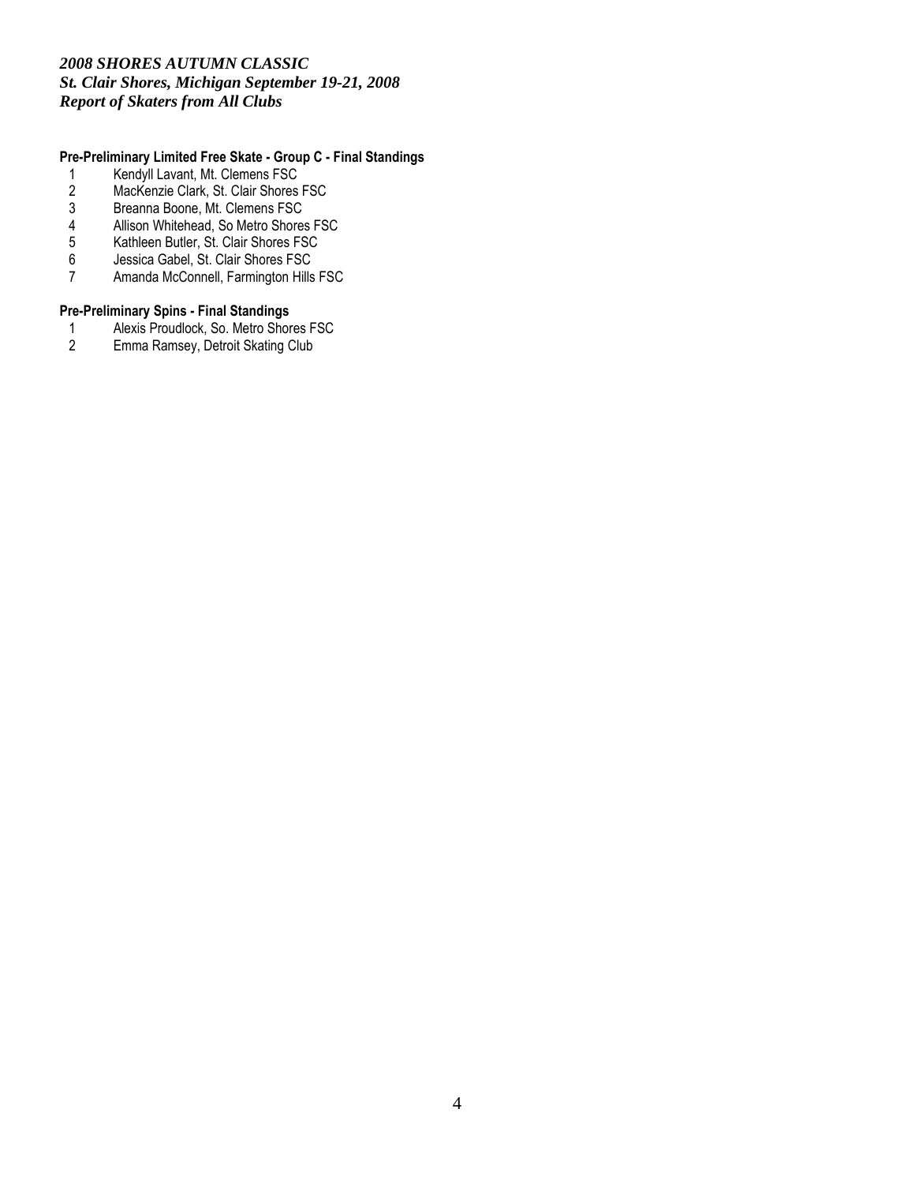*2008 SHORES AUTUMN CLASSIC*
*St. Clair Shores, Michigan September 19-21, 2008*
*Report of Skaters from All Clubs*

**Pre-Preliminary Limited Free Skate - Group C - Final Standings**

1 Kendyll Lavant, Mt. Clemens FSC
2 MacKenzie Clark, St. Clair Shores FSC
3 Breanna Boone, Mt. Clemens FSC
4 Allison Whitehead, So Metro Shores FSC
5 Kathleen Butler, St. Clair Shores FSC
6 Jessica Gabel, St. Clair Shores FSC
7 Amanda McConnell, Farmington Hills FSC

**Pre-Preliminary Spins - Final Standings**

1 Alexis Proudlock, So. Metro Shores FSC
2 Emma Ramsey, Detroit Skating Club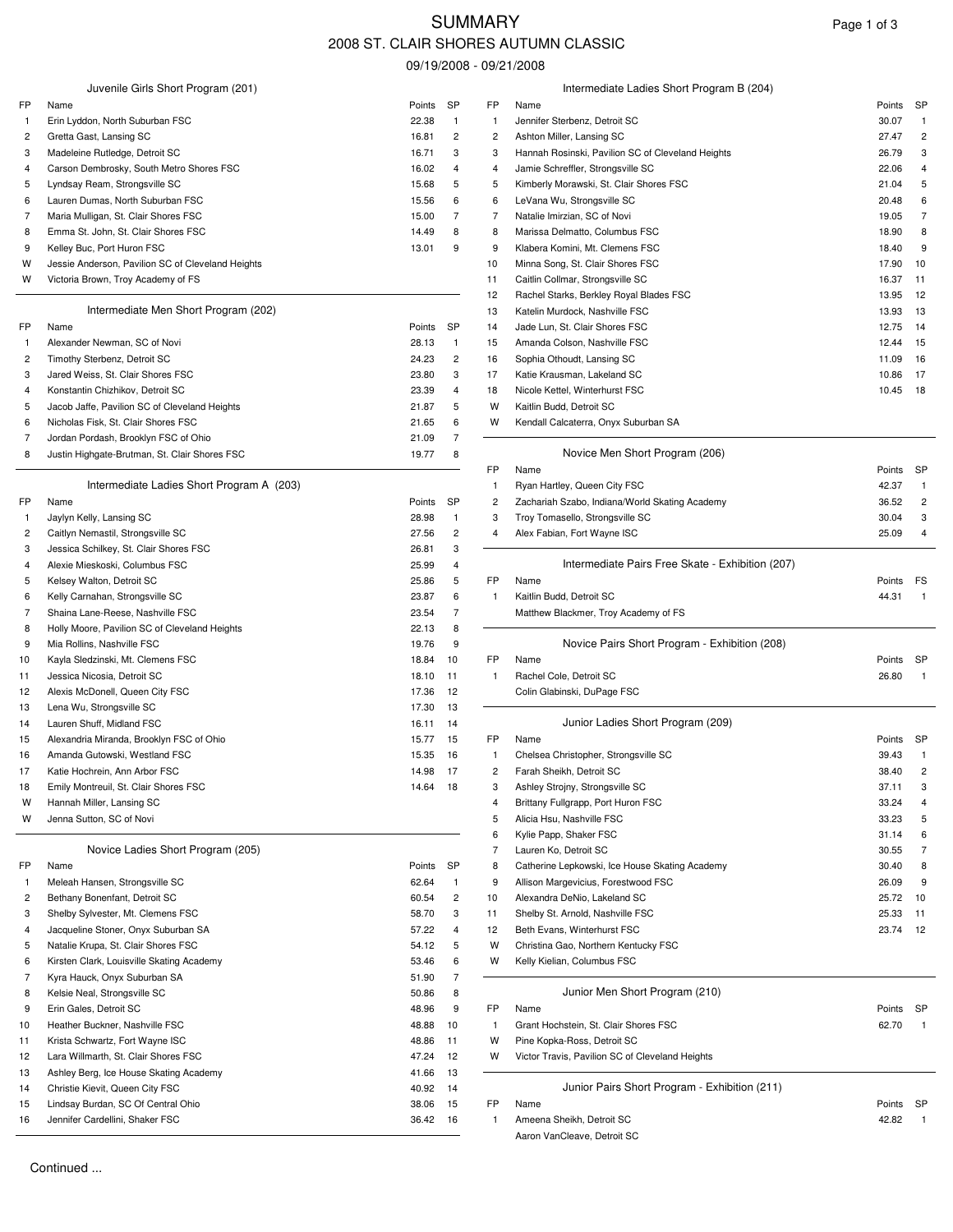# SUMMARY

## 2008 ST. CLAIR SHORES AUTUMN CLASSIC

09/19/2008 - 09/21/2008

### Juvenile Girls Short Program (201)

| FP | Name | Points | SP |
|---|---|---|---|
| 1 | Erin Lyddon, North Suburban FSC | 22.38 | 1 |
| 2 | Gretta Gast, Lansing SC | 16.81 | 2 |
| 3 | Madeleine Rutledge, Detroit SC | 16.71 | 3 |
| 4 | Carson Dembrosky, South Metro Shores FSC | 16.02 | 4 |
| 5 | Lyndsay Ream, Strongsville SC | 15.68 | 5 |
| 6 | Lauren Dumas, North Suburban FSC | 15.56 | 6 |
| 7 | Maria Mulligan, St. Clair Shores FSC | 15.00 | 7 |
| 8 | Emma St. John, St. Clair Shores FSC | 14.49 | 8 |
| 9 | Kelley Buc, Port Huron FSC | 13.01 | 9 |
| W | Jessie Anderson, Pavilion SC of Cleveland Heights | | |
| W | Victoria Brown, Troy Academy of FS | | |

### Intermediate Men Short Program (202)

| FP | Name | Points | SP |
|---|---|---|---|
| 1 | Alexander Newman, SC of Novi | 28.13 | 1 |
| 2 | Timothy Sterbenz, Detroit SC | 24.23 | 2 |
| 3 | Jared Weiss, St. Clair Shores FSC | 23.80 | 3 |
| 4 | Konstantin Chizhikov, Detroit SC | 23.39 | 4 |
| 5 | Jacob Jaffe, Pavilion SC of Cleveland Heights | 21.87 | 5 |
| 6 | Nicholas Fisk, St. Clair Shores FSC | 21.65 | 6 |
| 7 | Jordan Pordash, Brooklyn FSC of Ohio | 21.09 | 7 |
| 8 | Justin Highgate-Brutman, St. Clair Shores FSC | 19.77 | 8 |

### Intermediate Ladies Short Program A (203)

| FP | Name | Points | SP |
|---|---|---|---|
| 1 | Jaylyn Kelly, Lansing SC | 28.98 | 1 |
| 2 | Caitlyn Nemastil, Strongsville SC | 27.56 | 2 |
| 3 | Jessica Schilkey, St. Clair Shores FSC | 26.81 | 3 |
| 4 | Alexie Mieskoski, Columbus FSC | 25.99 | 4 |
| 5 | Kelsey Walton, Detroit SC | 25.86 | 5 |
| 6 | Kelly Carnahan, Strongsville SC | 23.87 | 6 |
| 7 | Shaina Lane-Reese, Nashville FSC | 23.54 | 7 |
| 8 | Holly Moore, Pavilion SC of Cleveland Heights | 22.13 | 8 |
| 9 | Mia Rollins, Nashville FSC | 19.76 | 9 |
| 10 | Kayla Sledzinski, Mt. Clemens FSC | 18.84 | 10 |
| 11 | Jessica Nicosia, Detroit SC | 18.10 | 11 |
| 12 | Alexis McDonell, Queen City FSC | 17.36 | 12 |
| 13 | Lena Wu, Strongsville SC | 17.30 | 13 |
| 14 | Lauren Shuff, Midland FSC | 16.11 | 14 |
| 15 | Alexandria Miranda, Brooklyn FSC of Ohio | 15.77 | 15 |
| 16 | Amanda Gutowski, Westland FSC | 15.35 | 16 |
| 17 | Katie Hochrein, Ann Arbor FSC | 14.98 | 17 |
| 18 | Emily Montreuil, St. Clair Shores FSC | 14.64 | 18 |
| W | Hannah Miller, Lansing SC | | |
| W | Jenna Sutton, SC of Novi | | |

### Novice Ladies Short Program (205)

| FP | Name | Points | SP |
|---|---|---|---|
| 1 | Meleah Hansen, Strongsville SC | 62.64 | 1 |
| 2 | Bethany Bonenfant, Detroit SC | 60.54 | 2 |
| 3 | Shelby Sylvester, Mt. Clemens FSC | 58.70 | 3 |
| 4 | Jacqueline Stoner, Onyx Suburban SA | 57.22 | 4 |
| 5 | Natalie Krupa, St. Clair Shores FSC | 54.12 | 5 |
| 6 | Kirsten Clark, Louisville Skating Academy | 53.46 | 6 |
| 7 | Kyra Hauck, Onyx Suburban SA | 51.90 | 7 |
| 8 | Kelsie Neal, Strongsville SC | 50.86 | 8 |
| 9 | Erin Gales, Detroit SC | 48.96 | 9 |
| 10 | Heather Buckner, Nashville FSC | 48.88 | 10 |
| 11 | Krista Schwartz, Fort Wayne ISC | 48.86 | 11 |
| 12 | Lara Willmarth, St. Clair Shores FSC | 47.24 | 12 |
| 13 | Ashley Berg, Ice House Skating Academy | 41.66 | 13 |
| 14 | Christie Kievit, Queen City FSC | 40.92 | 14 |
| 15 | Lindsay Burdan, SC Of Central Ohio | 38.06 | 15 |
| 16 | Jennifer Cardellini, Shaker FSC | 36.42 | 16 |

### Intermediate Ladies Short Program B (204)

| FP | Name | Points | SP |
|---|---|---|---|
| 1 | Jennifer Sterbenz, Detroit SC | 30.07 | 1 |
| 2 | Ashton Miller, Lansing SC | 27.47 | 2 |
| 3 | Hannah Rosinski, Pavilion SC of Cleveland Heights | 26.79 | 3 |
| 4 | Jamie Schreffler, Strongsville SC | 22.06 | 4 |
| 5 | Kimberly Morawski, St. Clair Shores FSC | 21.04 | 5 |
| 6 | LeVana Wu, Strongsville SC | 20.48 | 6 |
| 7 | Natalie Imirzian, SC of Novi | 19.05 | 7 |
| 8 | Marissa Delmatto, Columbus FSC | 18.90 | 8 |
| 9 | Klabera Komini, Mt. Clemens FSC | 18.40 | 9 |
| 10 | Minna Song, St. Clair Shores FSC | 17.90 | 10 |
| 11 | Caitlin Collmar, Strongsville SC | 16.37 | 11 |
| 12 | Rachel Starks, Berkley Royal Blades FSC | 13.95 | 12 |
| 13 | Katelin Murdock, Nashville FSC | 13.93 | 13 |
| 14 | Jade Lun, St. Clair Shores FSC | 12.75 | 14 |
| 15 | Amanda Colson, Nashville FSC | 12.44 | 15 |
| 16 | Sophia Othoudt, Lansing SC | 11.09 | 16 |
| 17 | Katie Krausman, Lakeland SC | 10.86 | 17 |
| 18 | Nicole Kettel, Winterhurst FSC | 10.45 | 18 |
| W | Kaitlin Budd, Detroit SC | | |
| W | Kendall Calcaterra, Onyx Suburban SA | | |

### Novice Men Short Program (206)

| FP | Name | Points | SP |
|---|---|---|---|
| 1 | Ryan Hartley, Queen City FSC | 42.37 | 1 |
| 2 | Zachariah Szabo, Indiana/World Skating Academy | 36.52 | 2 |
| 3 | Troy Tomasello, Strongsville SC | 30.04 | 3 |
| 4 | Alex Fabian, Fort Wayne ISC | 25.09 | 4 |

### Intermediate Pairs Free Skate - Exhibition (207)

| FP | Name | Points | FS |
|---|---|---|---|
| 1 | Kaitlin Budd, Detroit SC | 44.31 | 1 |
| | Matthew Blackmer, Troy Academy of FS | | |

### Novice Pairs Short Program - Exhibition (208)

| FP | Name | Points | SP |
|---|---|---|---|
| 1 | Rachel Cole, Detroit SC | 26.80 | 1 |
| | Colin Glabinski, DuPage FSC | | |

### Junior Ladies Short Program (209)

| FP | Name | Points | SP |
|---|---|---|---|
| 1 | Chelsea Christopher, Strongsville SC | 39.43 | 1 |
| 2 | Farah Sheikh, Detroit SC | 38.40 | 2 |
| 3 | Ashley Strojny, Strongsville SC | 37.11 | 3 |
| 4 | Brittany Fullgrapp, Port Huron FSC | 33.24 | 4 |
| 5 | Alicia Hsu, Nashville FSC | 33.23 | 5 |
| 6 | Kylie Papp, Shaker FSC | 31.14 | 6 |
| 7 | Lauren Ko, Detroit SC | 30.55 | 7 |
| 8 | Catherine Lepkowski, Ice House Skating Academy | 30.40 | 8 |
| 9 | Allison Margevicius, Forestwood FSC | 26.09 | 9 |
| 10 | Alexandra DeNio, Lakeland SC | 25.72 | 10 |
| 11 | Shelby St. Arnold, Nashville FSC | 25.33 | 11 |
| 12 | Beth Evans, Winterhurst FSC | 23.74 | 12 |
| W | Christina Gao, Northern Kentucky FSC | | |
| W | Kelly Kielian, Columbus FSC | | |

### Junior Men Short Program (210)

| FP | Name | Points | SP |
|---|---|---|---|
| 1 | Grant Hochstein, St. Clair Shores FSC | 62.70 | 1 |
| W | Pine Kopka-Ross, Detroit SC | | |
| W | Victor Travis, Pavilion SC of Cleveland Heights | | |

### Junior Pairs Short Program - Exhibition (211)

| FP | Name | Points | SP |
|---|---|---|---|
| 1 | Ameena Sheikh, Detroit SC | 42.82 | 1 |
| | Aaron VanCleave, Detroit SC | | |

Continued ...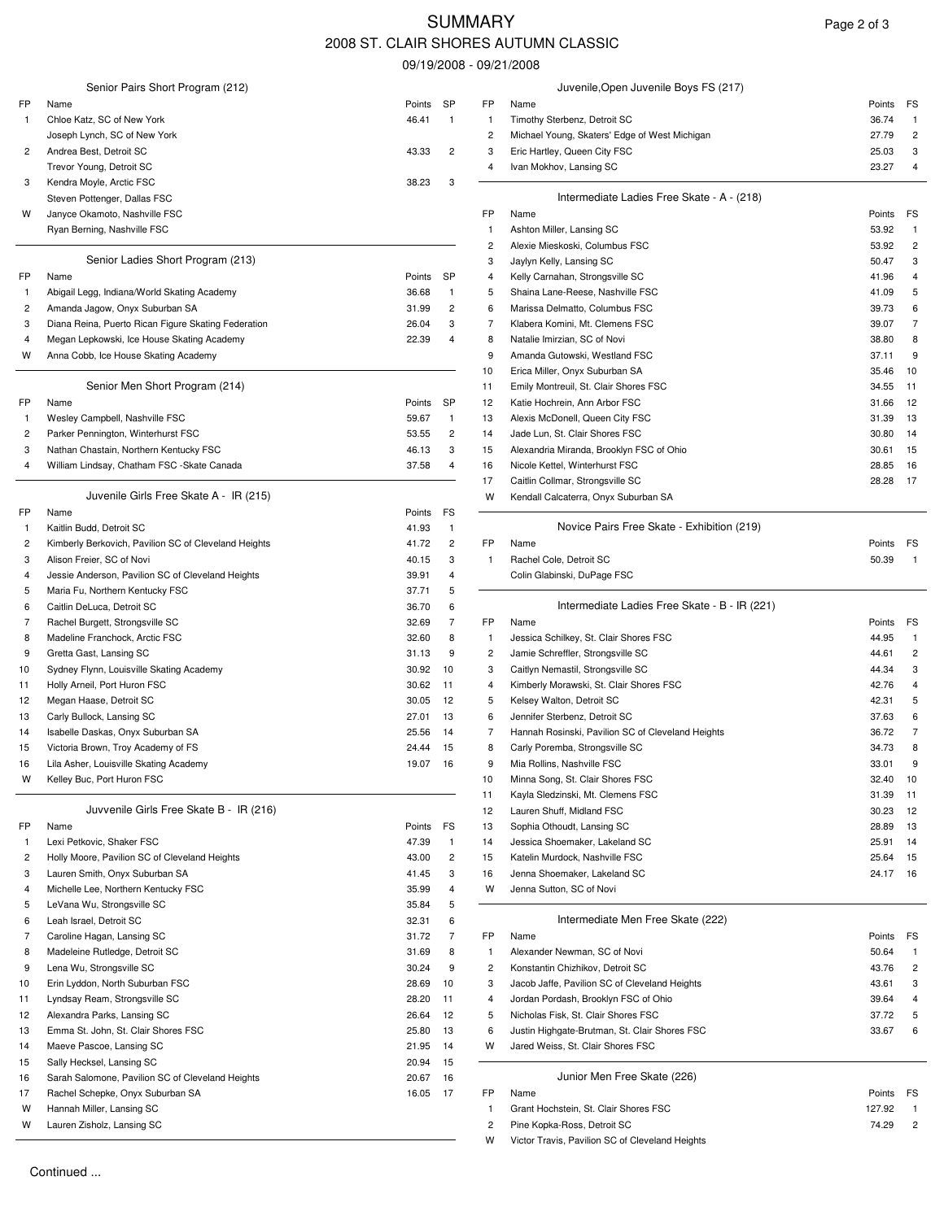# SUMMARY

## 2008 ST. CLAIR SHORES AUTUMN CLASSIC

09/19/2008 - 09/21/2008

### Senior Pairs Short Program (212)

| FP | Name | Points | SP |
|---|---|---|---|
| 1 | Chloe Katz, SC of New York | 46.41 | 1 |
| | Joseph Lynch, SC of New York | | |
| 2 | Andrea Best, Detroit SC | 43.33 | 2 |
| | Trevor Young, Detroit SC | | |
| 3 | Kendra Moyle, Arctic FSC | 38.23 | 3 |
| | Steven Pottenger, Dallas FSC | | |
| W | Janyce Okamoto, Nashville FSC | | |
| | Ryan Berning, Nashville FSC | | |

### Senior Ladies Short Program (213)

| FP | Name | Points | SP |
|---|---|---|---|
| 1 | Abigail Legg, Indiana/World Skating Academy | 36.68 | 1 |
| 2 | Amanda Jagow, Onyx Suburban SA | 31.99 | 2 |
| 3 | Diana Reina, Puerto Rican Figure Skating Federation | 26.04 | 3 |
| 4 | Megan Lepkowski, Ice House Skating Academy | 22.39 | 4 |
| W | Anna Cobb, Ice House Skating Academy | | |

### Senior Men Short Program (214)

| FP | Name | Points | SP |
|---|---|---|---|
| 1 | Wesley Campbell, Nashville FSC | 59.67 | 1 |
| 2 | Parker Pennington, Winterhurst FSC | 53.55 | 2 |
| 3 | Nathan Chastain, Northern Kentucky FSC | 46.13 | 3 |
| 4 | William Lindsay, Chatham FSC -Skate Canada | 37.58 | 4 |

### Juvenile Girls Free Skate A - IR (215)

| FP | Name | Points | FS |
|---|---|---|---|
| 1 | Kaitlin Budd, Detroit SC | 41.93 | 1 |
| 2 | Kimberly Berkovich, Pavilion SC of Cleveland Heights | 41.72 | 2 |
| 3 | Alison Freier, SC of Novi | 40.15 | 3 |
| 4 | Jessie Anderson, Pavilion SC of Cleveland Heights | 39.91 | 4 |
| 5 | Maria Fu, Northern Kentucky FSC | 37.71 | 5 |
| 6 | Caitlin DeLuca, Detroit SC | 36.70 | 6 |
| 7 | Rachel Burgett, Strongsville SC | 32.69 | 7 |
| 8 | Madeline Franchock, Arctic FSC | 32.60 | 8 |
| 9 | Gretta Gast, Lansing SC | 31.13 | 9 |
| 10 | Sydney Flynn, Louisville Skating Academy | 30.92 | 10 |
| 11 | Holly Arneil, Port Huron FSC | 30.62 | 11 |
| 12 | Megan Haase, Detroit SC | 30.05 | 12 |
| 13 | Carly Bullock, Lansing SC | 27.01 | 13 |
| 14 | Isabelle Daskas, Onyx Suburban SA | 25.56 | 14 |
| 15 | Victoria Brown, Troy Academy of FS | 24.44 | 15 |
| 16 | Lila Asher, Louisville Skating Academy | 19.07 | 16 |
| W | Kelley Buc, Port Huron FSC | | |

### Juvvenile Girls Free Skate B - IR (216)

| FP | Name | Points | FS |
|---|---|---|---|
| 1 | Lexi Petkovic, Shaker FSC | 47.39 | 1 |
| 2 | Holly Moore, Pavilion SC of Cleveland Heights | 43.00 | 2 |
| 3 | Lauren Smith, Onyx Suburban SA | 41.45 | 3 |
| 4 | Michelle Lee, Northern Kentucky FSC | 35.99 | 4 |
| 5 | LeVana Wu, Strongsville SC | 35.84 | 5 |
| 6 | Leah Israel, Detroit SC | 32.31 | 6 |
| 7 | Caroline Hagan, Lansing SC | 31.72 | 7 |
| 8 | Madeleine Rutledge, Detroit SC | 31.69 | 8 |
| 9 | Lena Wu, Strongsville SC | 30.24 | 9 |
| 10 | Erin Lyddon, North Suburban FSC | 28.69 | 10 |
| 11 | Lyndsay Ream, Strongsville SC | 28.20 | 11 |
| 12 | Alexandra Parks, Lansing SC | 26.64 | 12 |
| 13 | Emma St. John, St. Clair Shores FSC | 25.80 | 13 |
| 14 | Maeve Pascoe, Lansing SC | 21.95 | 14 |
| 15 | Sally Hecksel, Lansing SC | 20.94 | 15 |
| 16 | Sarah Salomone, Pavilion SC of Cleveland Heights | 20.67 | 16 |
| 17 | Rachel Schepke, Onyx Suburban SA | 16.05 | 17 |
| W | Hannah Miller, Lansing SC | | |
| W | Lauren Zisholz, Lansing SC | | |

### Juvenile,Open Juvenile Boys FS (217)

| FP | Name | Points | FS |
|---|---|---|---|
| 1 | Timothy Sterbenz, Detroit SC | 36.74 | 1 |
| 2 | Michael Young, Skaters' Edge of West Michigan | 27.79 | 2 |
| 3 | Eric Hartley, Queen City FSC | 25.03 | 3 |
| 4 | Ivan Mokhov, Lansing SC | 23.27 | 4 |

### Intermediate Ladies Free Skate - A - (218)

| FP | Name | Points | FS |
|---|---|---|---|
| 1 | Ashton Miller, Lansing SC | 53.92 | 1 |
| 2 | Alexie Mieskoski, Columbus FSC | 53.92 | 2 |
| 3 | Jaylyn Kelly, Lansing SC | 50.47 | 3 |
| 4 | Kelly Carnahan, Strongsville SC | 41.96 | 4 |
| 5 | Shaina Lane-Reese, Nashville FSC | 41.09 | 5 |
| 6 | Marissa Delmatto, Columbus FSC | 39.73 | 6 |
| 7 | Klabera Komini, Mt. Clemens FSC | 39.07 | 7 |
| 8 | Natalie Imirzian, SC of Novi | 38.80 | 8 |
| 9 | Amanda Gutowski, Westland FSC | 37.11 | 9 |
| 10 | Erica Miller, Onyx Suburban SA | 35.46 | 10 |
| 11 | Emily Montreuil, St. Clair Shores FSC | 34.55 | 11 |
| 12 | Katie Hochrein, Ann Arbor FSC | 31.66 | 12 |
| 13 | Alexis McDonell, Queen City FSC | 31.39 | 13 |
| 14 | Jade Lun, St. Clair Shores FSC | 30.80 | 14 |
| 15 | Alexandria Miranda, Brooklyn FSC of Ohio | 30.61 | 15 |
| 16 | Nicole Kettel, Winterhurst FSC | 28.85 | 16 |
| 17 | Caitlin Collmar, Strongsville SC | 28.28 | 17 |
| W | Kendall Calcaterra, Onyx Suburban SA | | |

### Novice Pairs Free Skate - Exhibition (219)

| FP | Name | Points | FS |
|---|---|---|---|
| 1 | Rachel Cole, Detroit SC | 50.39 | 1 |
| | Colin Glabinski, DuPage FSC | | |

### Intermediate Ladies Free Skate - B - IR (221)

| FP | Name | Points | FS |
|---|---|---|---|
| 1 | Jessica Schilkey, St. Clair Shores FSC | 44.95 | 1 |
| 2 | Jamie Schreffler, Strongsville SC | 44.61 | 2 |
| 3 | Caitlyn Nemastil, Strongsville SC | 44.34 | 3 |
| 4 | Kimberly Morawski, St. Clair Shores FSC | 42.76 | 4 |
| 5 | Kelsey Walton, Detroit SC | 42.31 | 5 |
| 6 | Jennifer Sterbenz, Detroit SC | 37.63 | 6 |
| 7 | Hannah Rosinski, Pavilion SC of Cleveland Heights | 36.72 | 7 |
| 8 | Carly Poremba, Strongsville SC | 34.73 | 8 |
| 9 | Mia Rollins, Nashville FSC | 33.01 | 9 |
| 10 | Minna Song, St. Clair Shores FSC | 32.40 | 10 |
| 11 | Kayla Sledzinski, Mt. Clemens FSC | 31.39 | 11 |
| 12 | Lauren Shuff, Midland FSC | 30.23 | 12 |
| 13 | Sophia Othoudt, Lansing SC | 28.89 | 13 |
| 14 | Jessica Shoemaker, Lakeland SC | 25.91 | 14 |
| 15 | Katelin Murdock, Nashville FSC | 25.64 | 15 |
| 16 | Jenna Shoemaker, Lakeland SC | 24.17 | 16 |
| W | Jenna Sutton, SC of Novi | | |

### Intermediate Men Free Skate (222)

| FP | Name | Points | FS |
|---|---|---|---|
| 1 | Alexander Newman, SC of Novi | 50.64 | 1 |
| 2 | Konstantin Chizhikov, Detroit SC | 43.76 | 2 |
| 3 | Jacob Jaffe, Pavilion SC of Cleveland Heights | 43.61 | 3 |
| 4 | Jordan Pordash, Brooklyn FSC of Ohio | 39.64 | 4 |
| 5 | Nicholas Fisk, St. Clair Shores FSC | 37.72 | 5 |
| 6 | Justin Highgate-Brutman, St. Clair Shores FSC | 33.67 | 6 |
| W | Jared Weiss, St. Clair Shores FSC | | |

### Junior Men Free Skate (226)

| FP | Name | Points | FS |
|---|---|---|---|
| 1 | Grant Hochstein, St. Clair Shores FSC | 127.92 | 1 |
| 2 | Pine Kopka-Ross, Detroit SC | 74.29 | 2 |
| W | Victor Travis, Pavilion SC of Cleveland Heights | | |

Continued ...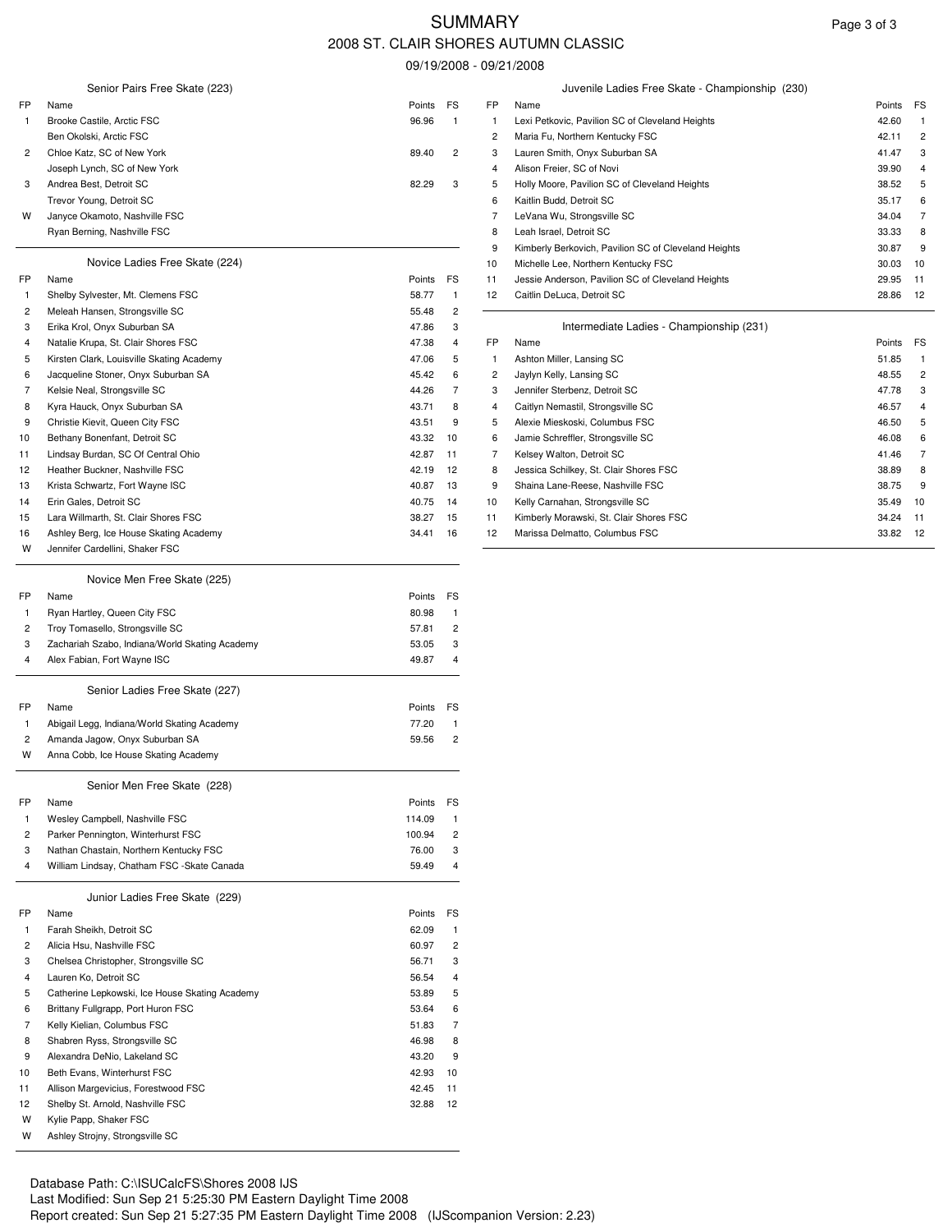# SUMMARY

## 2008 ST. CLAIR SHORES AUTUMN CLASSIC

09/19/2008 - 09/21/2008

### Senior Pairs Free Skate (223)

| FP | Name | Points | FS |
|---|---|---|---|
| 1 | Brooke Castile, Arctic FSC | 96.96 | 1 |
| | Ben Okolski, Arctic FSC | | |
| 2 | Chloe Katz, SC of New York | 89.40 | 2 |
| | Joseph Lynch, SC of New York | | |
| 3 | Andrea Best, Detroit SC | 82.29 | 3 |
| | Trevor Young, Detroit SC | | |
| W | Janyce Okamoto, Nashville FSC | | |
| | Ryan Berning, Nashville FSC | | |

### Novice Ladies Free Skate (224)

| FP | Name | Points | FS |
|---|---|---|---|
| 1 | Shelby Sylvester, Mt. Clemens FSC | 58.77 | 1 |
| 2 | Meleah Hansen, Strongsville SC | 55.48 | 2 |
| 3 | Erika Krol, Onyx Suburban SA | 47.86 | 3 |
| 4 | Natalie Krupa, St. Clair Shores FSC | 47.38 | 4 |
| 5 | Kirsten Clark, Louisville Skating Academy | 47.06 | 5 |
| 6 | Jacqueline Stoner, Onyx Suburban SA | 45.42 | 6 |
| 7 | Kelsie Neal, Strongsville SC | 44.26 | 7 |
| 8 | Kyra Hauck, Onyx Suburban SA | 43.71 | 8 |
| 9 | Christie Kievit, Queen City FSC | 43.51 | 9 |
| 10 | Bethany Bonenfant, Detroit SC | 43.32 | 10 |
| 11 | Lindsay Burdan, SC Of Central Ohio | 42.87 | 11 |
| 12 | Heather Buckner, Nashville FSC | 42.19 | 12 |
| 13 | Krista Schwartz, Fort Wayne ISC | 40.87 | 13 |
| 14 | Erin Gales, Detroit SC | 40.75 | 14 |
| 15 | Lara Willmarth, St. Clair Shores FSC | 38.27 | 15 |
| 16 | Ashley Berg, Ice House Skating Academy | 34.41 | 16 |
| W | Jennifer Cardellini, Shaker FSC | | |

### Novice Men Free Skate (225)

| FP | Name | Points | FS |
|---|---|---|---|
| 1 | Ryan Hartley, Queen City FSC | 80.98 | 1 |
| 2 | Troy Tomasello, Strongsville SC | 57.81 | 2 |
| 3 | Zachariah Szabo, Indiana/World Skating Academy | 53.05 | 3 |
| 4 | Alex Fabian, Fort Wayne ISC | 49.87 | 4 |

### Senior Ladies Free Skate (227)

| FP | Name | Points | FS |
|---|---|---|---|
| 1 | Abigail Legg, Indiana/World Skating Academy | 77.20 | 1 |
| 2 | Amanda Jagow, Onyx Suburban SA | 59.56 | 2 |
| W | Anna Cobb, Ice House Skating Academy | | |

### Senior Men Free Skate (228)

| FP | Name | Points | FS |
|---|---|---|---|
| 1 | Wesley Campbell, Nashville FSC | 114.09 | 1 |
| 2 | Parker Pennington, Winterhurst FSC | 100.94 | 2 |
| 3 | Nathan Chastain, Northern Kentucky FSC | 76.00 | 3 |
| 4 | William Lindsay, Chatham FSC -Skate Canada | 59.49 | 4 |

### Junior Ladies Free Skate (229)

| FP | Name | Points | FS |
|---|---|---|---|
| 1 | Farah Sheikh, Detroit SC | 62.09 | 1 |
| 2 | Alicia Hsu, Nashville FSC | 60.97 | 2 |
| 3 | Chelsea Christopher, Strongsville SC | 56.71 | 3 |
| 4 | Lauren Ko, Detroit SC | 56.54 | 4 |
| 5 | Catherine Lepkowski, Ice House Skating Academy | 53.89 | 5 |
| 6 | Brittany Fullgrapp, Port Huron FSC | 53.64 | 6 |
| 7 | Kelly Kielian, Columbus FSC | 51.83 | 7 |
| 8 | Shabren Ryss, Strongsville SC | 46.98 | 8 |
| 9 | Alexandra DeNio, Lakeland SC | 43.20 | 9 |
| 10 | Beth Evans, Winterhurst FSC | 42.93 | 10 |
| 11 | Allison Margevicius, Forestwood FSC | 42.45 | 11 |
| 12 | Shelby St. Arnold, Nashville FSC | 32.88 | 12 |
| W | Kylie Papp, Shaker FSC | | |
| W | Ashley Strojny, Strongsville SC | | |

### Juvenile Ladies Free Skate - Championship (230)

| FP | Name | Points | FS |
|---|---|---|---|
| 1 | Lexi Petkovic, Pavilion SC of Cleveland Heights | 42.60 | 1 |
| 2 | Maria Fu, Northern Kentucky FSC | 42.11 | 2 |
| 3 | Lauren Smith, Onyx Suburban SA | 41.47 | 3 |
| 4 | Alison Freier, SC of Novi | 39.90 | 4 |
| 5 | Holly Moore, Pavilion SC of Cleveland Heights | 38.52 | 5 |
| 6 | Kaitlin Budd, Detroit SC | 35.17 | 6 |
| 7 | LeVana Wu, Strongsville SC | 34.04 | 7 |
| 8 | Leah Israel, Detroit SC | 33.33 | 8 |
| 9 | Kimberly Berkovich, Pavilion SC of Cleveland Heights | 30.87 | 9 |
| 10 | Michelle Lee, Northern Kentucky FSC | 30.03 | 10 |
| 11 | Jessie Anderson, Pavilion SC of Cleveland Heights | 29.95 | 11 |
| 12 | Caitlin DeLuca, Detroit SC | 28.86 | 12 |

### Intermediate Ladies - Championship (231)

| FP | Name | Points | FS |
|---|---|---|---|
| 1 | Ashton Miller, Lansing SC | 51.85 | 1 |
| 2 | Jaylyn Kelly, Lansing SC | 48.55 | 2 |
| 3 | Jennifer Sterbenz, Detroit SC | 47.78 | 3 |
| 4 | Caitlyn Nemastil, Strongsville SC | 46.57 | 4 |
| 5 | Alexie Mieskoski, Columbus FSC | 46.50 | 5 |
| 6 | Jamie Schreffler, Strongsville SC | 46.08 | 6 |
| 7 | Kelsey Walton, Detroit SC | 41.46 | 7 |
| 8 | Jessica Schilkey, St. Clair Shores FSC | 38.89 | 8 |
| 9 | Shaina Lane-Reese, Nashville FSC | 38.75 | 9 |
| 10 | Kelly Carnahan, Strongsville SC | 35.49 | 10 |
| 11 | Kimberly Morawski, St. Clair Shores FSC | 34.24 | 11 |
| 12 | Marissa Delmatto, Columbus FSC | 33.82 | 12 |

Database Path: C:\ISUCalcFS\Shores 2008 IJS
Last Modified: Sun Sep 21 5:25:30 PM Eastern Daylight Time 2008
Report created: Sun Sep 21 5:27:35 PM Eastern Daylight Time 2008 (IJScompanion Version: 2.23)